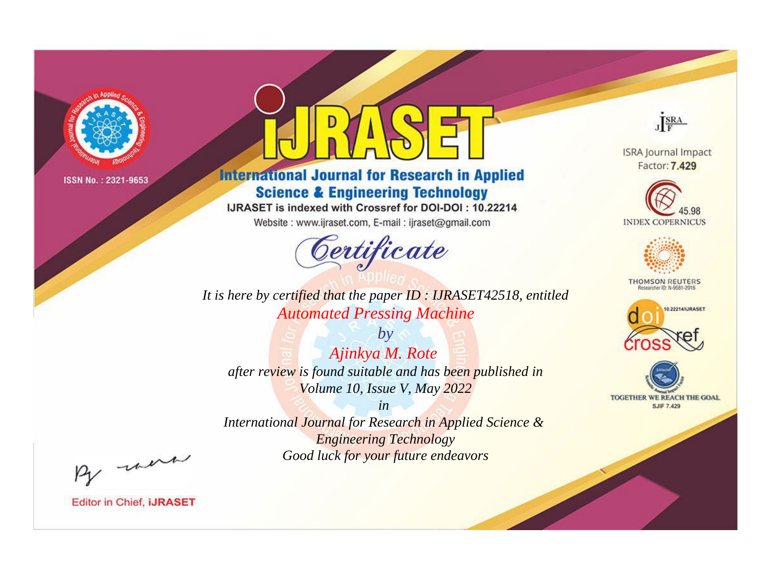ISSN No. : 2321-9653

# IJRASET

## International Journal for Research in Applied Science & Engineering Technology

IJRASET is indexed with Crossref for DOI-DOI : 10.22214

Website : www.ijraset.com, E-mail : ijraset@gmail.com

ISRA Journal Impact Factor: **7.429**

45.98 INDEX COPERNICUS

THOMSON REUTERS Researcher ID: N-9681-2016

10.22214/IJRASET

TOGETHER WE REACH THE GOAL SJIF 7.429

# *Certificate*

*It is here by certified that the paper ID : IJRASET42518, entitled*

*Automated Pressing Machine*

*by*

*Ajinkya M. Rote*

*after review is found suitable and has been published in*

*Volume 10, Issue V, May 2022*

*in*

*International Journal for Research in Applied Science & Engineering Technology*

*Good luck for your future endeavors*

Editor in Chief, **IJRASET**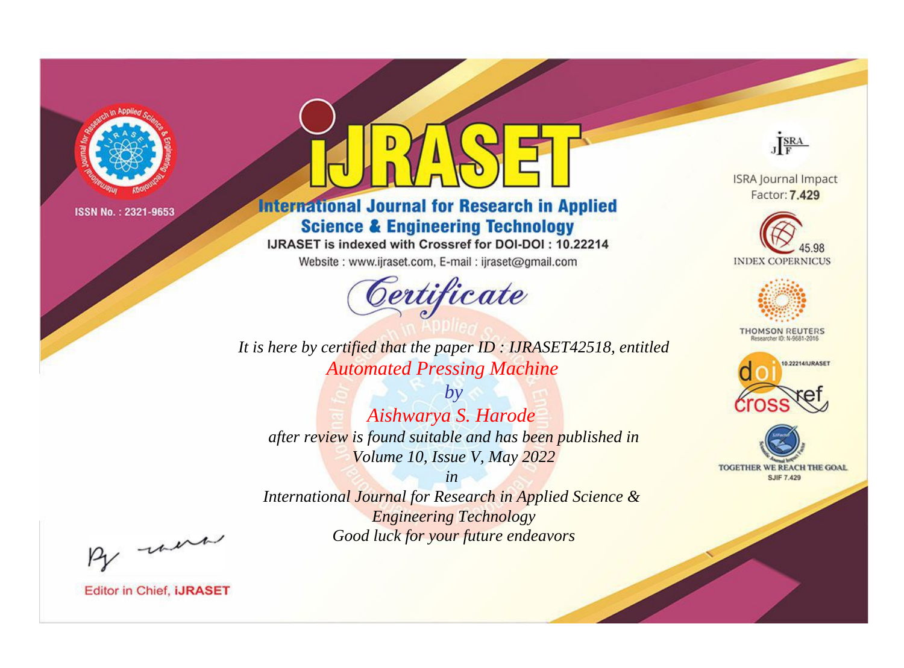ISSN No. : 2321-9653

# iJRASET

## International Journal for Research in Applied Science & Engineering Technology

IJRASET is indexed with Crossref for DOI-DOI : 10.22214

Website : www.ijraset.com, E-mail : ijraset@gmail.com

*Certificate*

*It is here by certified that the paper ID : IJRASET42518, entitled*

*Automated Pressing Machine*

*by*

*Aishwarya S. Harode*

*after review is found suitable and has been published in*

*Volume 10, Issue V, May 2022*

*in*

*International Journal for Research in Applied Science & Engineering Technology*

*Good luck for your future endeavors*

ISRA Journal Impact Factor: **7.429**

45.98 INDEX COPERNICUS

THOMSON REUTERS Researcher ID: N-9681-2016

10.22214/IJRASET

TOGETHER WE REACH THE GOAL SJIF 7.429

Editor in Chief, **iJRASET**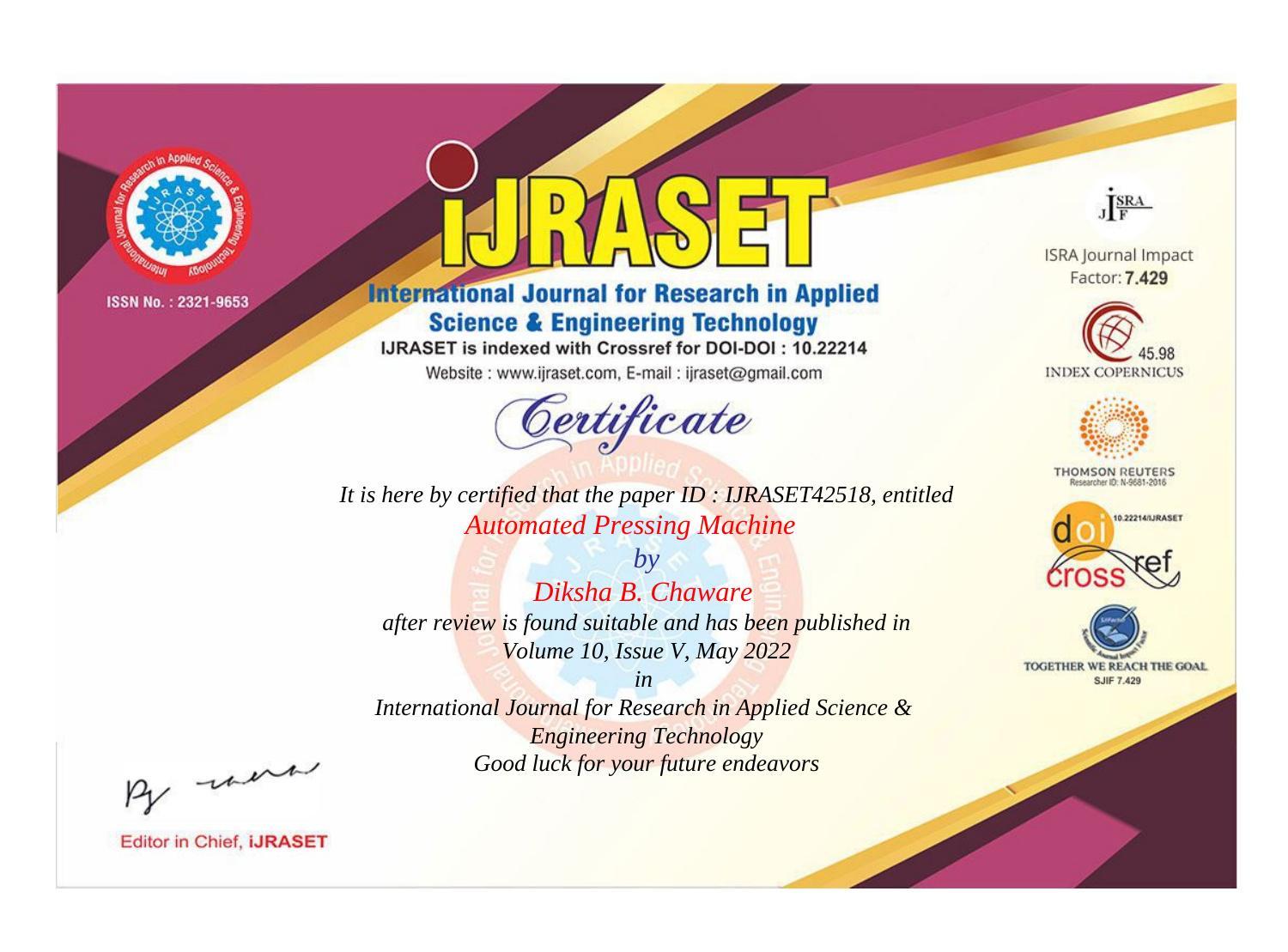ISSN No. : 2321-9653

# iJRASET

## International Journal for Research in Applied Science & Engineering Technology

IJRASET is indexed with Crossref for DOI-DOI : 10.22214

Website : www.ijraset.com, E-mail : ijraset@gmail.com

ISRA Journal Impact Factor: **7.429**

45.98 INDEX COPERNICUS

THOMSON REUTERS Researcher ID: N-9681-2016

10.22214/IJRASET

TOGETHER WE REACH THE GOAL SJIF 7.429

## *Certificate*

*It is here by certified that the paper ID : IJRASET42518, entitled*

*Automated Pressing Machine*

*by*

*Diksha B. Chaware*

*after review is found suitable and has been published in*

*Volume 10, Issue V, May 2022*

*in*

*International Journal for Research in Applied Science & Engineering Technology*

*Good luck for your future endeavors*

Editor in Chief, **iJRASET**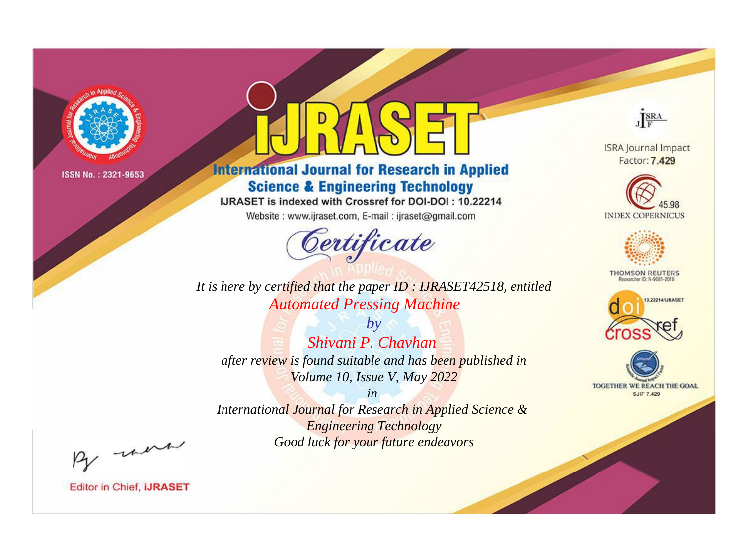ISSN No. : 2321-9653

# iJRASET

## International Journal for Research in Applied Science & Engineering Technology

IJRASET is indexed with Crossref for DOI-DOI : 10.22214

Website : www.ijraset.com, E-mail : ijraset@gmail.com

*Certificate*

*It is here by certified that the paper ID : IJRASET42518, entitled*

*Automated Pressing Machine*

*by*

*Shivani P. Chavhan*

*after review is found suitable and has been published in*

*Volume 10, Issue V, May 2022*

*in*

*International Journal for Research in Applied Science & Engineering Technology*

*Good luck for your future endeavors*

ISRA Journal Impact Factor: **7.429**

45.98 INDEX COPERNICUS

THOMSON REUTERS Researcher ID: N-9681-2016

10.22214/IJRASET

TOGETHER WE REACH THE GOAL SJIF 7.429

Editor in Chief, **iJRASET**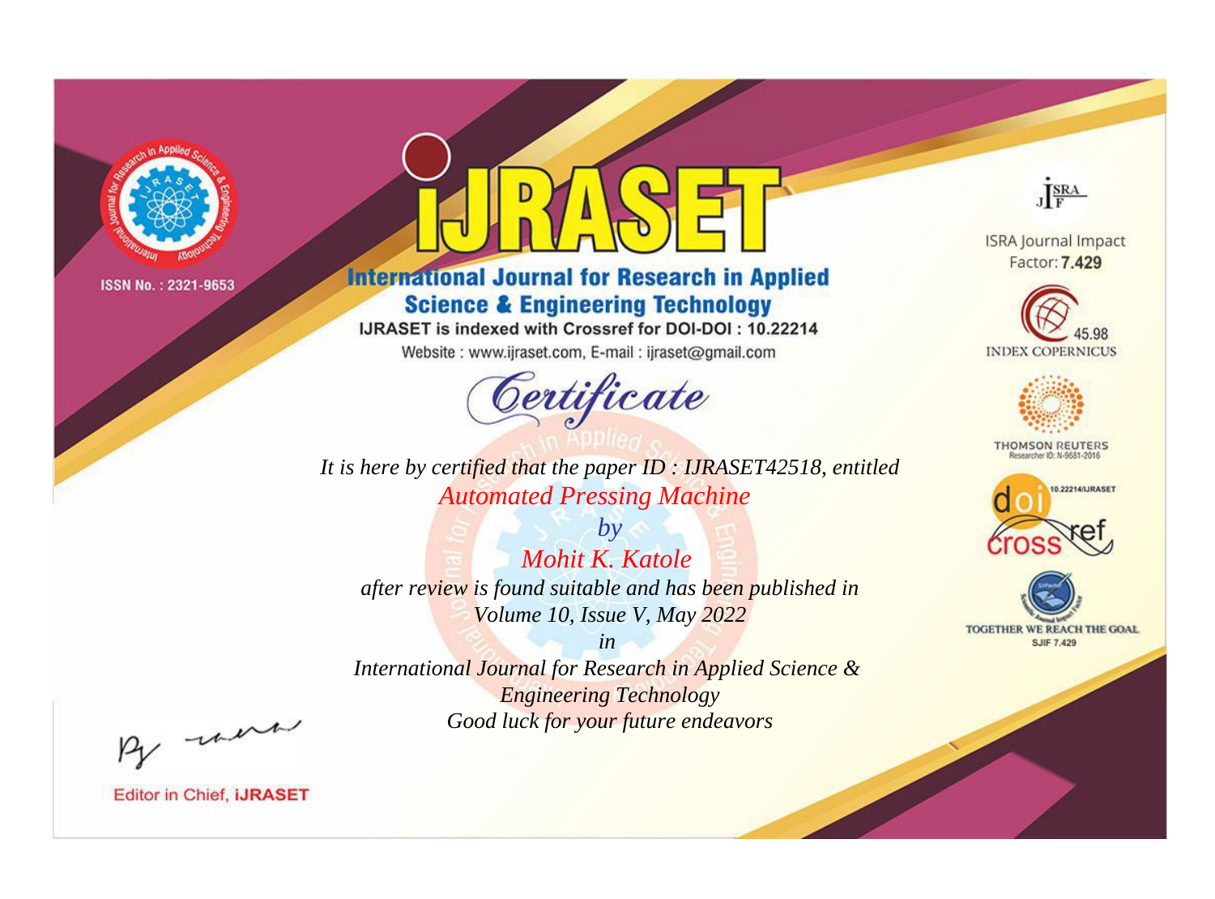ISSN No. : 2321-9653

# International Journal for Research in Applied Science & Engineering Technology

IJRASET is indexed with Crossref for DOI-DOI : 10.22214

Website : www.ijraset.com, E-mail : ijraset@gmail.com

## Certificate

*It is here by certified that the paper ID : IJRASET42518, entitled*

*Automated Pressing Machine*

*by*

*Mohit K. Katole*

*after review is found suitable and has been published in*

*Volume 10, Issue V, May 2022*

*in*

*International Journal for Research in Applied Science & Engineering Technology*

*Good luck for your future endeavors*

ISRA Journal Impact Factor: **7.429**

45.98 INDEX COPERNICUS

THOMSON REUTERS Researcher ID: N-9681-2016

10.22214/IJRASET

TOGETHER WE REACH THE GOAL SJIF 7.429

Editor in Chief, **iJRASET**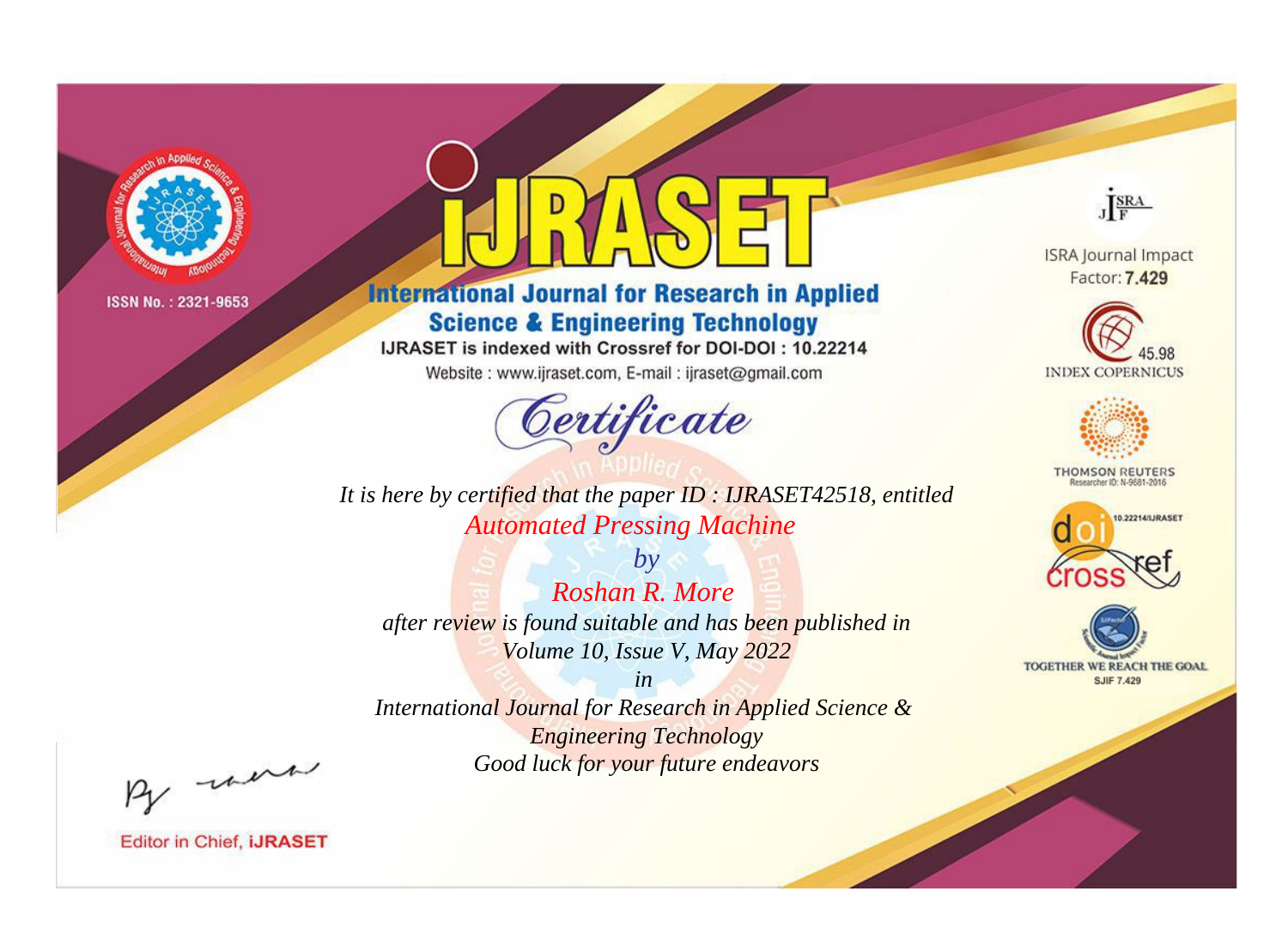ISSN No. : 2321-9653

# IJRASET

## International Journal for Research in Applied Science & Engineering Technology

IJRASET is indexed with Crossref for DOI-DOI : 10.22214

Website : www.ijraset.com, E-mail : ijraset@gmail.com

*Certificate*

*It is here by certified that the paper ID : IJRASET42518, entitled*

*Automated Pressing Machine*

*by*

*Roshan R. More*

*after review is found suitable and has been published in*

*Volume 10, Issue V, May 2022*

*in*

*International Journal for Research in Applied Science & Engineering Technology*

*Good luck for your future endeavors*

ISRA Journal Impact Factor: **7.429**

45.98 INDEX COPERNICUS

THOMSON REUTERS Researcher ID: N-9681-2016

10.22214/IJRASET

TOGETHER WE REACH THE GOAL SJIF 7.429

Editor in Chief, **iJRASET**